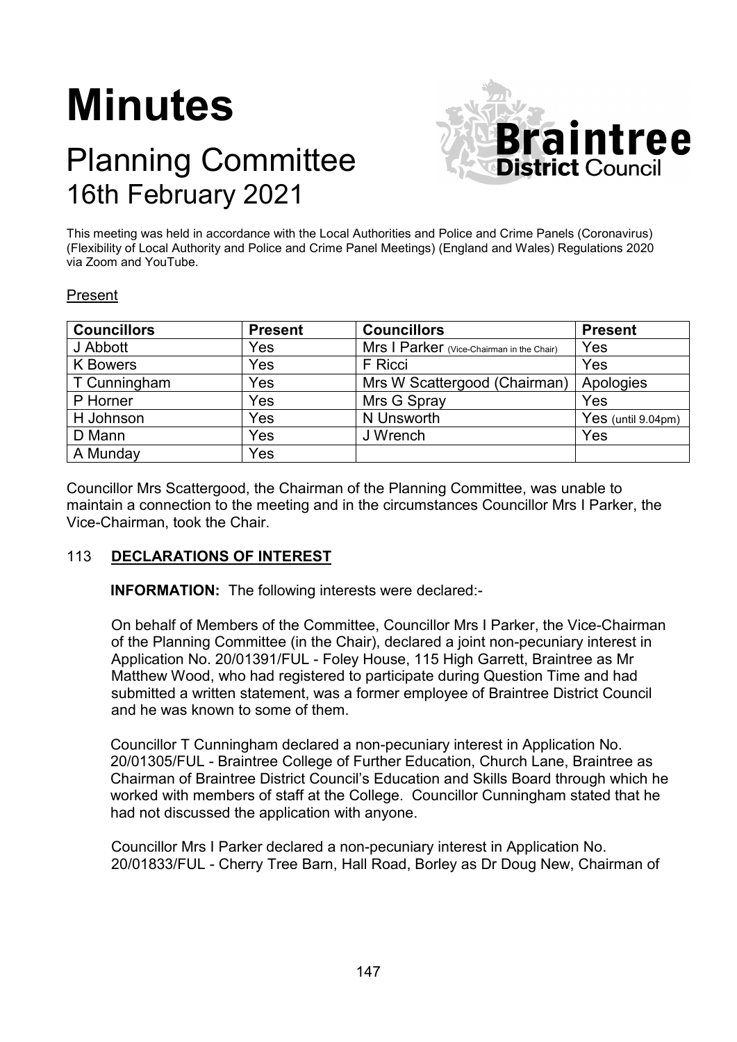# Minutes

## Planning Committee
## 16th February 2021

This meeting was held in accordance with the Local Authorities and Police and Crime Panels (Coronavirus) (Flexibility of Local Authority and Police and Crime Panel Meetings) (England and Wales) Regulations 2020 via Zoom and YouTube.

Present

| Councillors | Present | Councillors | Present |
| --- | --- | --- | --- |
| J Abbott | Yes | Mrs I Parker (Vice-Chairman in the Chair) | Yes |
| K Bowers | Yes | F Ricci | Yes |
| T Cunningham | Yes | Mrs W Scattergood (Chairman) | Apologies |
| P Horner | Yes | Mrs G Spray | Yes |
| H Johnson | Yes | N Unsworth | Yes (until 9.04pm) |
| D Mann | Yes | J Wrench | Yes |
| A Munday | Yes | | |

Councillor Mrs Scattergood, the Chairman of the Planning Committee, was unable to maintain a connection to the meeting and in the circumstances Councillor Mrs I Parker, the Vice-Chairman, took the Chair.

### 113 DECLARATIONS OF INTEREST

**INFORMATION:** The following interests were declared:-

On behalf of Members of the Committee, Councillor Mrs I Parker, the Vice-Chairman of the Planning Committee (in the Chair), declared a joint non-pecuniary interest in Application No. 20/01391/FUL - Foley House, 115 High Garrett, Braintree as Mr Matthew Wood, who had registered to participate during Question Time and had submitted a written statement, was a former employee of Braintree District Council and he was known to some of them.

Councillor T Cunningham declared a non-pecuniary interest in Application No. 20/01305/FUL - Braintree College of Further Education, Church Lane, Braintree as Chairman of Braintree District Council's Education and Skills Board through which he worked with members of staff at the College. Councillor Cunningham stated that he had not discussed the application with anyone.

Councillor Mrs I Parker declared a non-pecuniary interest in Application No. 20/01833/FUL - Cherry Tree Barn, Hall Road, Borley as Dr Doug New, Chairman of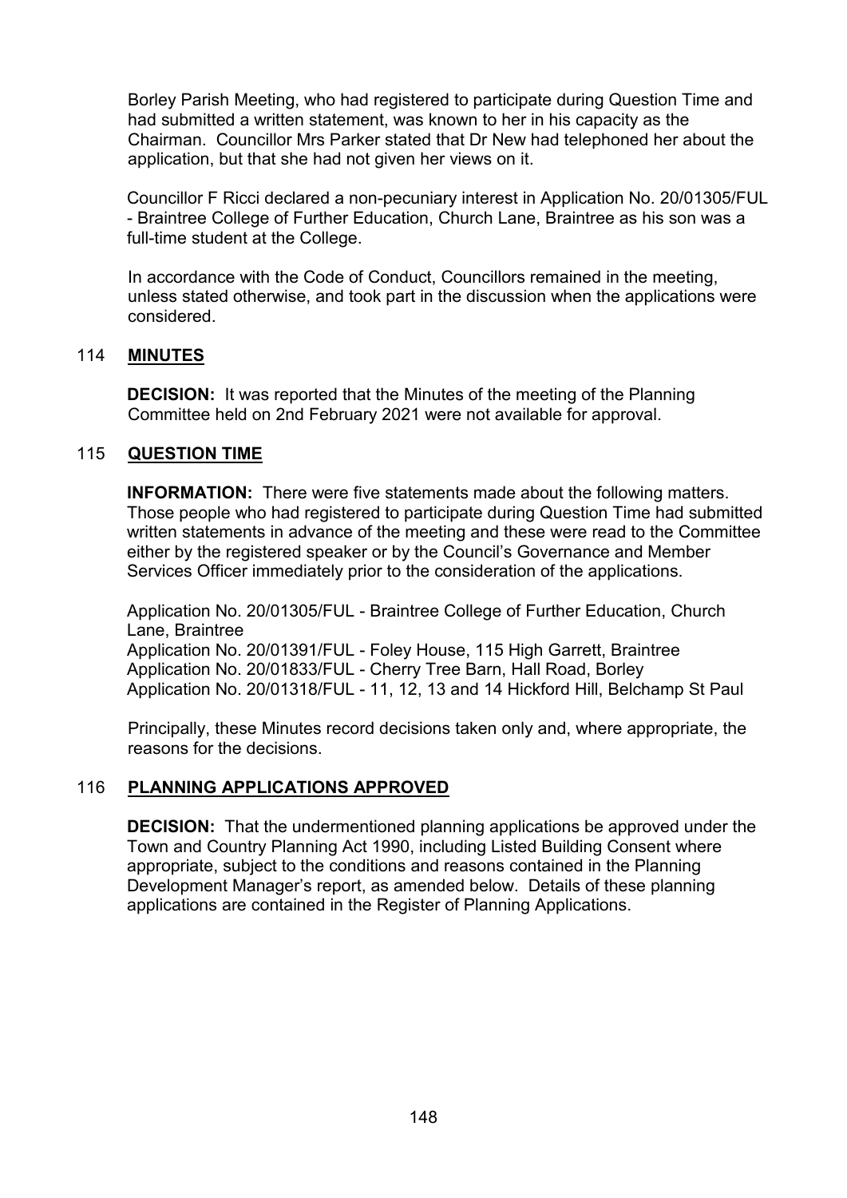Borley Parish Meeting, who had registered to participate during Question Time and had submitted a written statement, was known to her in his capacity as the Chairman. Councillor Mrs Parker stated that Dr New had telephoned her about the application, but that she had not given her views on it.

Councillor F Ricci declared a non-pecuniary interest in Application No. 20/01305/FUL - Braintree College of Further Education, Church Lane, Braintree as his son was a full-time student at the College.

In accordance with the Code of Conduct, Councillors remained in the meeting, unless stated otherwise, and took part in the discussion when the applications were considered.

## 114 **MINUTES**

**DECISION:** It was reported that the Minutes of the meeting of the Planning Committee held on 2nd February 2021 were not available for approval.

## 115 **QUESTION TIME**

**INFORMATION:** There were five statements made about the following matters. Those people who had registered to participate during Question Time had submitted written statements in advance of the meeting and these were read to the Committee either by the registered speaker or by the Council's Governance and Member Services Officer immediately prior to the consideration of the applications.

Application No. 20/01305/FUL - Braintree College of Further Education, Church Lane, Braintree
Application No. 20/01391/FUL - Foley House, 115 High Garrett, Braintree
Application No. 20/01833/FUL - Cherry Tree Barn, Hall Road, Borley
Application No. 20/01318/FUL - 11, 12, 13 and 14 Hickford Hill, Belchamp St Paul

Principally, these Minutes record decisions taken only and, where appropriate, the reasons for the decisions.

## 116 **PLANNING APPLICATIONS APPROVED**

**DECISION:** That the undermentioned planning applications be approved under the Town and Country Planning Act 1990, including Listed Building Consent where appropriate, subject to the conditions and reasons contained in the Planning Development Manager's report, as amended below. Details of these planning applications are contained in the Register of Planning Applications.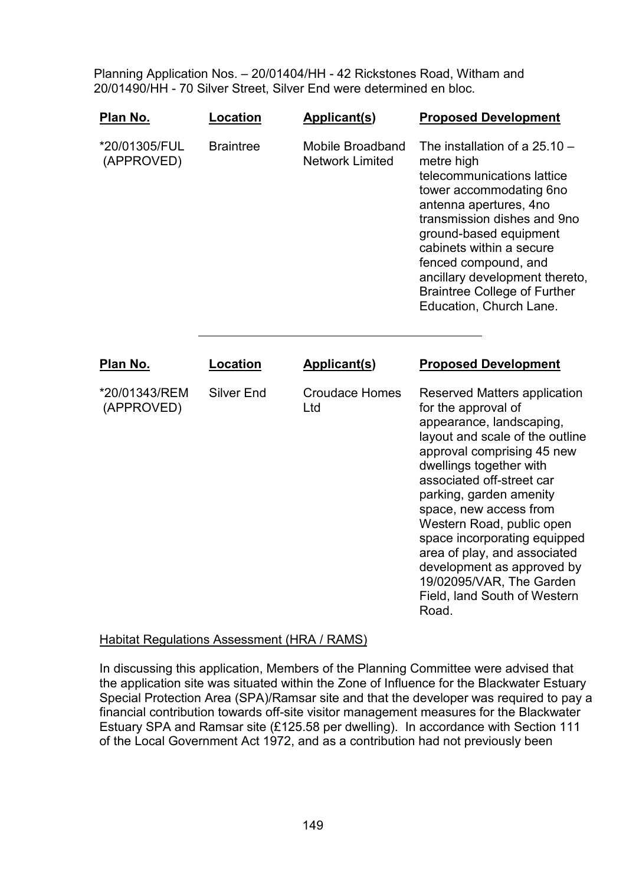Planning Application Nos. – 20/01404/HH - 42 Rickstones Road, Witham and 20/01490/HH - 70 Silver Street, Silver End were determined en bloc.

| Plan No. | Location | Applicant(s) | Proposed Development |
|---|---|---|---|
| *20/01305/FUL (APPROVED) | Braintree | Mobile Broadband Network Limited | The installation of a 25.10 – metre high telecommunications lattice tower accommodating 6no antenna apertures, 4no transmission dishes and 9no ground-based equipment cabinets within a secure fenced compound, and ancillary development thereto, Braintree College of Further Education, Church Lane. |

---

| Plan No. | Location | Applicant(s) | Proposed Development |
|---|---|---|---|
| *20/01343/REM (APPROVED) | Silver End | Croudace Homes Ltd | Reserved Matters application for the approval of appearance, landscaping, layout and scale of the outline approval comprising 45 new dwellings together with associated off-street car parking, garden amenity space, new access from Western Road, public open space incorporating equipped area of play, and associated development as approved by 19/02095/VAR, The Garden Field, land South of Western Road. |

Habitat Regulations Assessment (HRA / RAMS)

In discussing this application, Members of the Planning Committee were advised that the application site was situated within the Zone of Influence for the Blackwater Estuary Special Protection Area (SPA)/Ramsar site and that the developer was required to pay a financial contribution towards off-site visitor management measures for the Blackwater Estuary SPA and Ramsar site (£125.58 per dwelling). In accordance with Section 111 of the Local Government Act 1972, and as a contribution had not previously been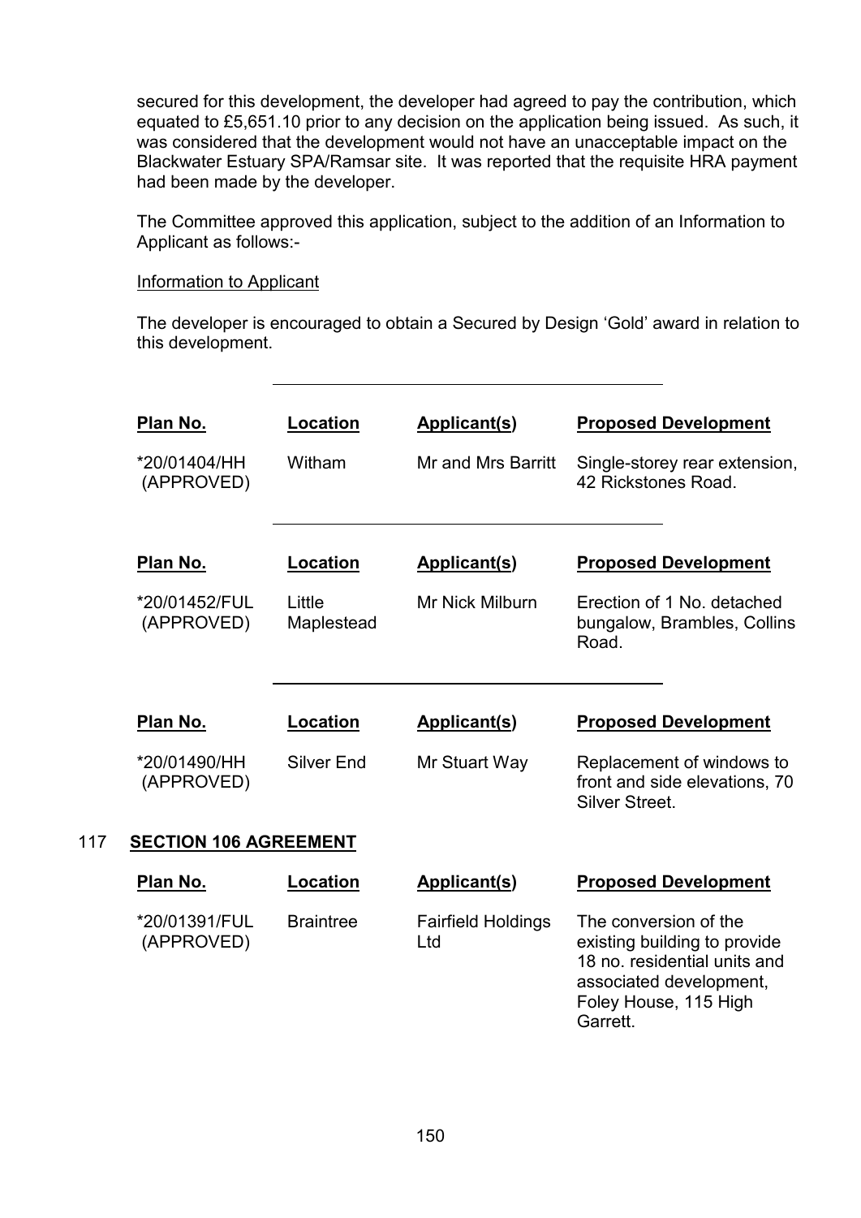secured for this development, the developer had agreed to pay the contribution, which equated to £5,651.10 prior to any decision on the application being issued. As such, it was considered that the development would not have an unacceptable impact on the Blackwater Estuary SPA/Ramsar site. It was reported that the requisite HRA payment had been made by the developer.

The Committee approved this application, subject to the addition of an Information to Applicant as follows:-

Information to Applicant

The developer is encouraged to obtain a Secured by Design 'Gold' award in relation to this development.

---

| Plan No. | Location | Applicant(s) | Proposed Development |
|---|---|---|---|
| *20/01404/HH (APPROVED) | Witham | Mr and Mrs Barritt | Single-storey rear extension, 42 Rickstones Road. |

---

| Plan No. | Location | Applicant(s) | Proposed Development |
|---|---|---|---|
| *20/01452/FUL (APPROVED) | Little Maplestead | Mr Nick Milburn | Erection of 1 No. detached bungalow, Brambles, Collins Road. |

---

| Plan No. | Location | Applicant(s) | Proposed Development |
|---|---|---|---|
| *20/01490/HH (APPROVED) | Silver End | Mr Stuart Way | Replacement of windows to front and side elevations, 70 Silver Street. |

## 117 SECTION 106 AGREEMENT

| Plan No. | Location | Applicant(s) | Proposed Development |
|---|---|---|---|
| *20/01391/FUL (APPROVED) | Braintree | Fairfield Holdings Ltd | The conversion of the existing building to provide 18 no. residential units and associated development, Foley House, 115 High Garrett. |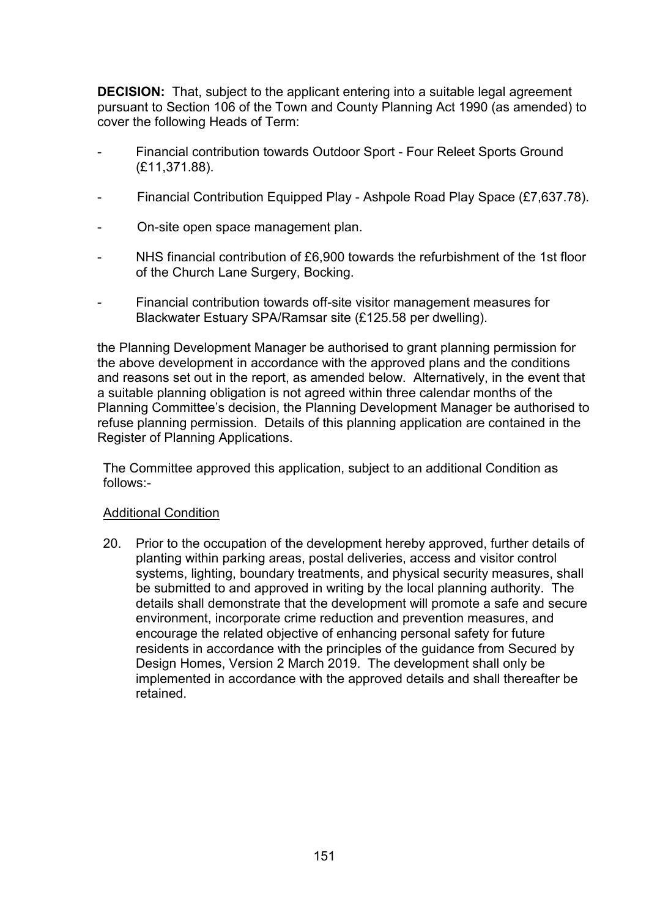**DECISION:** That, subject to the applicant entering into a suitable legal agreement pursuant to Section 106 of the Town and County Planning Act 1990 (as amended) to cover the following Heads of Term:

- Financial contribution towards Outdoor Sport - Four Releet Sports Ground (£11,371.88).
- Financial Contribution Equipped Play - Ashpole Road Play Space (£7,637.78).
- On-site open space management plan.
- NHS financial contribution of £6,900 towards the refurbishment of the 1st floor of the Church Lane Surgery, Bocking.
- Financial contribution towards off-site visitor management measures for Blackwater Estuary SPA/Ramsar site (£125.58 per dwelling).

the Planning Development Manager be authorised to grant planning permission for the above development in accordance with the approved plans and the conditions and reasons set out in the report, as amended below. Alternatively, in the event that a suitable planning obligation is not agreed within three calendar months of the Planning Committee's decision, the Planning Development Manager be authorised to refuse planning permission. Details of this planning application are contained in the Register of Planning Applications.

The Committee approved this application, subject to an additional Condition as follows:-

<u>Additional Condition</u>

20. Prior to the occupation of the development hereby approved, further details of planting within parking areas, postal deliveries, access and visitor control systems, lighting, boundary treatments, and physical security measures, shall be submitted to and approved in writing by the local planning authority. The details shall demonstrate that the development will promote a safe and secure environment, incorporate crime reduction and prevention measures, and encourage the related objective of enhancing personal safety for future residents in accordance with the principles of the guidance from Secured by Design Homes, Version 2 March 2019. The development shall only be implemented in accordance with the approved details and shall thereafter be retained.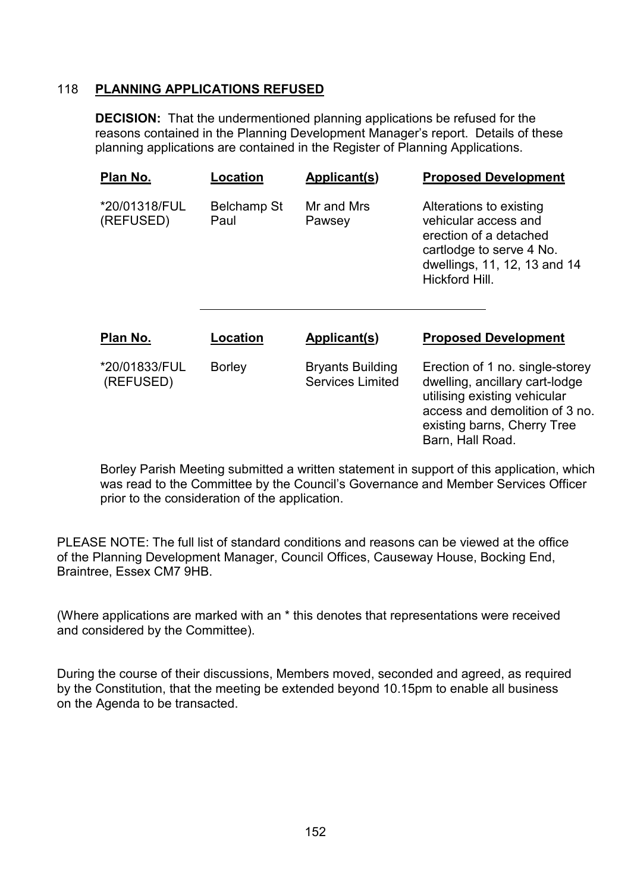## 118 PLANNING APPLICATIONS REFUSED

**DECISION:** That the undermentioned planning applications be refused for the reasons contained in the Planning Development Manager's report. Details of these planning applications are contained in the Register of Planning Applications.

| Plan No. | Location | Applicant(s) | Proposed Development |
|---|---|---|---|
| *20/01318/FUL (REFUSED) | Belchamp St Paul | Mr and Mrs Pawsey | Alterations to existing vehicular access and erection of a detached cartlodge to serve 4 No. dwellings, 11, 12, 13 and 14 Hickford Hill. |

---

| Plan No. | Location | Applicant(s) | Proposed Development |
|---|---|---|---|
| *20/01833/FUL (REFUSED) | Borley | Bryants Building Services Limited | Erection of 1 no. single-storey dwelling, ancillary cart-lodge utilising existing vehicular access and demolition of 3 no. existing barns, Cherry Tree Barn, Hall Road. |

Borley Parish Meeting submitted a written statement in support of this application, which was read to the Committee by the Council's Governance and Member Services Officer prior to the consideration of the application.

PLEASE NOTE: The full list of standard conditions and reasons can be viewed at the office of the Planning Development Manager, Council Offices, Causeway House, Bocking End, Braintree, Essex CM7 9HB.

(Where applications are marked with an * this denotes that representations were received and considered by the Committee).

During the course of their discussions, Members moved, seconded and agreed, as required by the Constitution, that the meeting be extended beyond 10.15pm to enable all business on the Agenda to be transacted.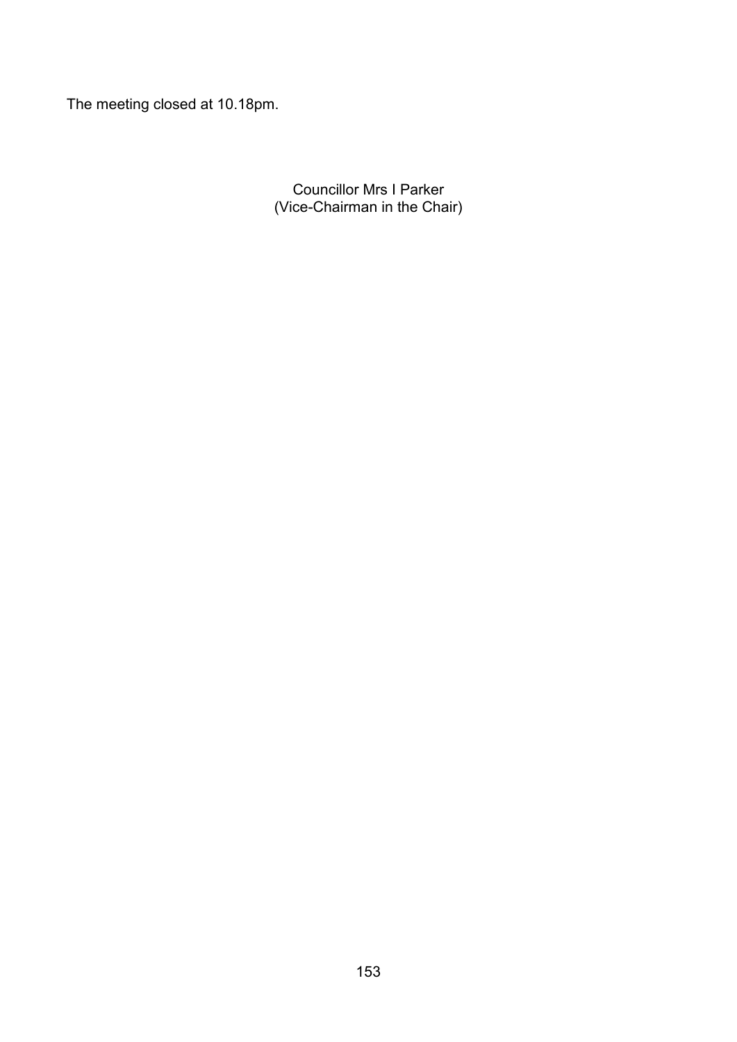The meeting closed at 10.18pm.

Councillor Mrs I Parker
(Vice-Chairman in the Chair)